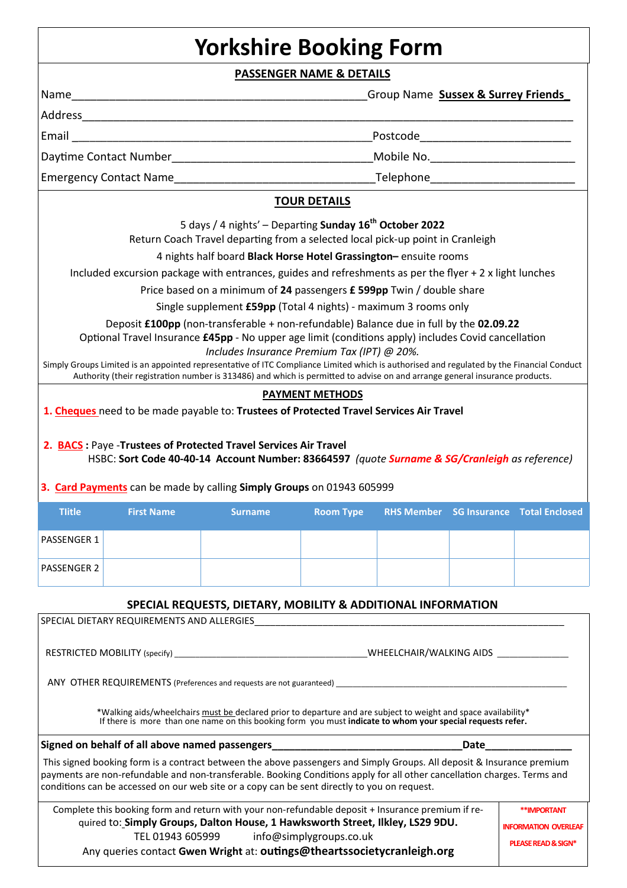# Yorkshire Booking Form

## PASSENGER NAME & DETAILS

Name_______________________________________________Group Name **Sussex & Surrey Friends**

Address_____________________________________________________________________________

Email ________________________________________________Postcode_______________________

Daytime Contact Number________________________________Mobile No._______________________

Emergency Contact Name________________________________Telephone_______________________

## TOUR DETAILS

5 days / 4 nights' – Departing **Sunday 16th October 2022**

Return Coach Travel departing from a selected local pick-up point in Cranleigh

4 nights half board **Black Horse Hotel Grassington–** ensuite rooms

Included excursion package with entrances, guides and refreshments as per the flyer + 2 x light lunches

Price based on a minimum of **24** passengers **£ 599pp** Twin / double share

Single supplement **£59pp** (Total 4 nights) - maximum 3 rooms only

Deposit **£100pp** (non-transferable + non-refundable) Balance due in full by the **02.09.22**

Optional Travel Insurance **£45pp** - No upper age limit (conditions apply) includes Covid cancellation

*Includes Insurance Premium Tax (IPT) @ 20%.*

Simply Groups Limited is an appointed representative of ITC Compliance Limited which is authorised and regulated by the Financial Conduct Authority (their registration number is 313486) and which is permitted to advise on and arrange general insurance products.

## PAYMENT METHODS

1. **Cheques** need to be made payable to: **Trustees of Protected Travel Services Air Travel**

2. **BACS** : Paye -**Trustees of Protected Travel Services Air Travel**
   HSBC: **Sort Code 40-40-14 Account Number: 83664597** *(quote **Surname & SG/Cranleigh** as reference)*

3. **Card Payments** can be made by calling **Simply Groups** on 01943 605999

| Title | First Name | Surname | Room Type | RHS Member | SG Insurance | Total Enclosed |
|---|---|---|---|---|---|---|
| PASSENGER 1 | | | | | | |
| PASSENGER 2 | | | | | | |

## SPECIAL REQUESTS, DIETARY, MOBILITY & ADDITIONAL INFORMATION

SPECIAL DIETARY REQUIREMENTS AND ALLERGIES_____________________________________________

RESTRICTED MOBILITY (specify) ______________________________WHEELCHAIR/WALKING AIDS ____________

ANY OTHER REQUIREMENTS (Preferences and requests are not guaranteed) ______________________________

\*Walking aids/wheelchairs must be declared prior to departure and are subject to weight and space availability\*
If there is more than one name on this booking form you must **indicate to whom your special requests refer.**

**Signed on behalf of all above named passengers___________________________Date______________**

This signed booking form is a contract between the above passengers and Simply Groups. All deposit & Insurance premium payments are non-refundable and non-transferable. Booking Conditions apply for all other cancellation charges. Terms and conditions can be accessed on our web site or a copy can be sent directly to you on request.

Complete this booking form and return with your non-refundable deposit + Insurance premium if required to: **Simply Groups, Dalton House, 1 Hawksworth Street, Ilkley, LS29 9DU.**
TEL 01943 605999 info@simplygroups.co.uk
Any queries contact **Gwen Wright** at: **outings@theartssocietycranleigh.org**

**\*\*IMPORTANT INFORMATION OVERLEAF PLEASE READ & SIGN\***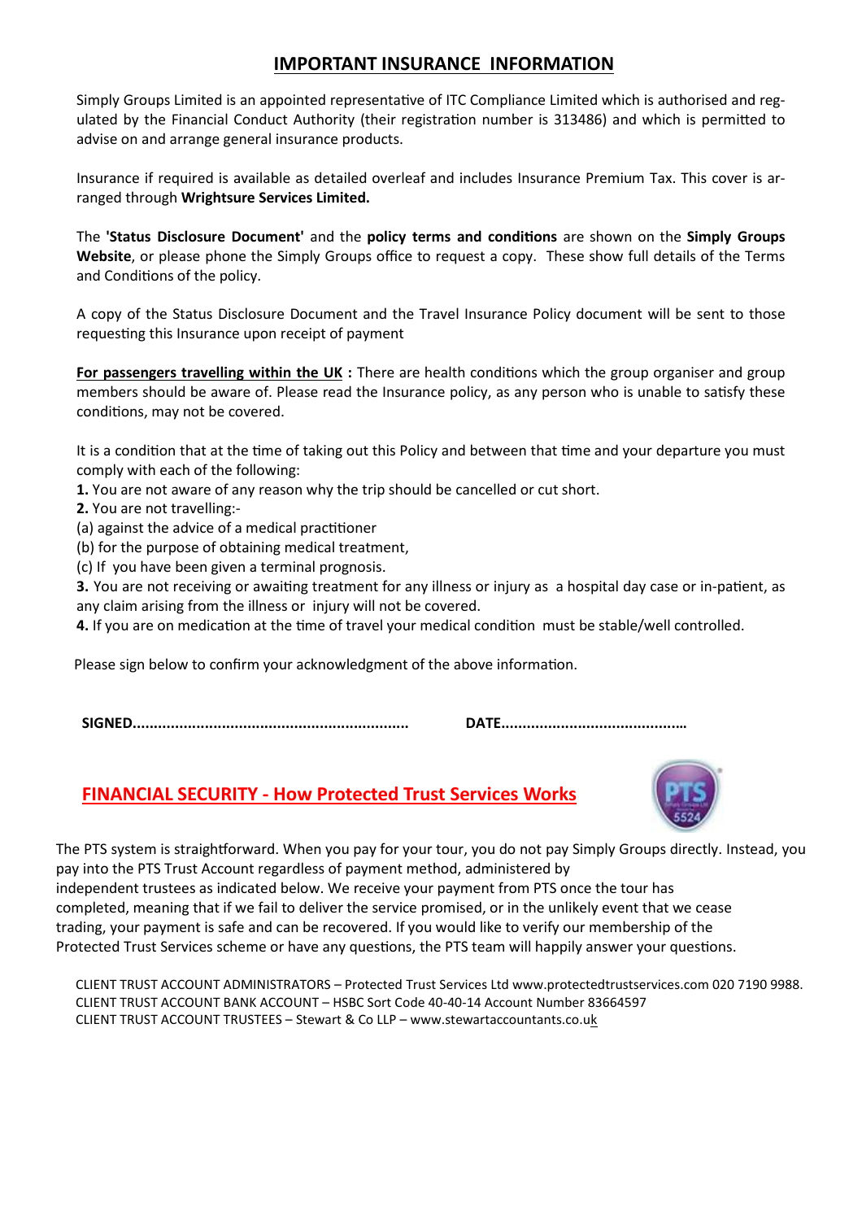# IMPORTANT INSURANCE INFORMATION

Simply Groups Limited is an appointed representative of ITC Compliance Limited which is authorised and regulated by the Financial Conduct Authority (their registration number is 313486) and which is permitted to advise on and arrange general insurance products.

Insurance if required is available as detailed overleaf and includes Insurance Premium Tax. This cover is arranged through **Wrightsure Services Limited.**

The **'Status Disclosure Document'** and the **policy terms and conditions** are shown on the **Simply Groups Website**, or please phone the Simply Groups office to request a copy. These show full details of the Terms and Conditions of the policy.

A copy of the Status Disclosure Document and the Travel Insurance Policy document will be sent to those requesting this Insurance upon receipt of payment

**For passengers travelling within the UK :** There are health conditions which the group organiser and group members should be aware of. Please read the Insurance policy, as any person who is unable to satisfy these conditions, may not be covered.

It is a condition that at the time of taking out this Policy and between that time and your departure you must comply with each of the following:

**1.** You are not aware of any reason why the trip should be cancelled or cut short.
**2.** You are not travelling:-
(a) against the advice of a medical practitioner
(b) for the purpose of obtaining medical treatment,
(c) If you have been given a terminal prognosis.
**3.** You are not receiving or awaiting treatment for any illness or injury as a hospital day case or in-patient, as any claim arising from the illness or injury will not be covered.
**4.** If you are on medication at the time of travel your medical condition must be stable/well controlled.

Please sign below to confirm your acknowledgment of the above information.

**SIGNED................................................................** **DATE...........................................**

## FINANCIAL SECURITY - How Protected Trust Services Works

The PTS system is straightforward. When you pay for your tour, you do not pay Simply Groups directly. Instead, you pay into the PTS Trust Account regardless of payment method, administered by independent trustees as indicated below. We receive your payment from PTS once the tour has completed, meaning that if we fail to deliver the service promised, or in the unlikely event that we cease trading, your payment is safe and can be recovered. If you would like to verify our membership of the Protected Trust Services scheme or have any questions, the PTS team will happily answer your questions.

CLIENT TRUST ACCOUNT ADMINISTRATORS – Protected Trust Services Ltd www.protectedtrustservices.com 020 7190 9988.
CLIENT TRUST ACCOUNT BANK ACCOUNT – HSBC Sort Code 40-40-14 Account Number 83664597
CLIENT TRUST ACCOUNT TRUSTEES – Stewart & Co LLP – www.stewartaccountants.co.uk